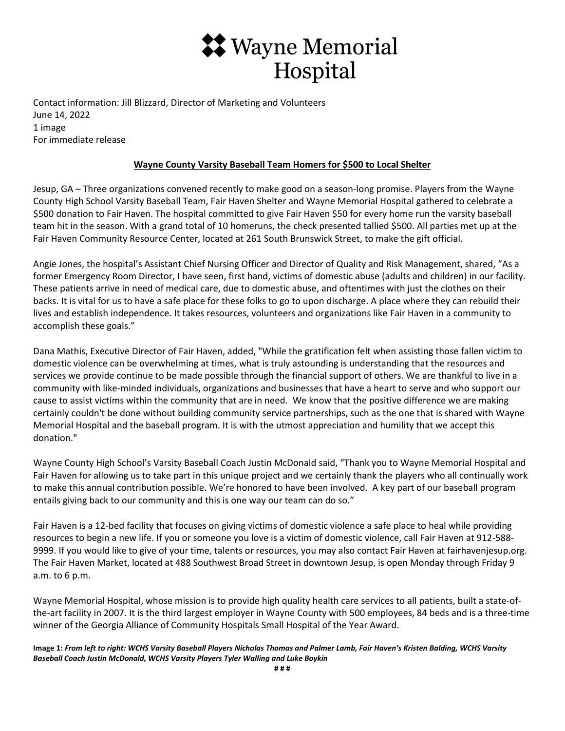# Wayne Memorial Hospital

Contact information: Jill Blizzard, Director of Marketing and Volunteers
June 14, 2022
1 image
For immediate release

**Wayne County Varsity Baseball Team Homers for $500 to Local Shelter**

Jesup, GA – Three organizations convened recently to make good on a season-long promise. Players from the Wayne County High School Varsity Baseball Team, Fair Haven Shelter and Wayne Memorial Hospital gathered to celebrate a $500 donation to Fair Haven. The hospital committed to give Fair Haven $50 for every home run the varsity baseball team hit in the season. With a grand total of 10 homeruns, the check presented tallied $500. All parties met up at the Fair Haven Community Resource Center, located at 261 South Brunswick Street, to make the gift official.

Angie Jones, the hospital's Assistant Chief Nursing Officer and Director of Quality and Risk Management, shared, "As a former Emergency Room Director, I have seen, first hand, victims of domestic abuse (adults and children) in our facility. These patients arrive in need of medical care, due to domestic abuse, and oftentimes with just the clothes on their backs. It is vital for us to have a safe place for these folks to go to upon discharge. A place where they can rebuild their lives and establish independence. It takes resources, volunteers and organizations like Fair Haven in a community to accomplish these goals."

Dana Mathis, Executive Director of Fair Haven, added, "While the gratification felt when assisting those fallen victim to domestic violence can be overwhelming at times, what is truly astounding is understanding that the resources and services we provide continue to be made possible through the financial support of others. We are thankful to live in a community with like-minded individuals, organizations and businesses that have a heart to serve and who support our cause to assist victims within the community that are in need. We know that the positive difference we are making certainly couldn't be done without building community service partnerships, such as the one that is shared with Wayne Memorial Hospital and the baseball program. It is with the utmost appreciation and humility that we accept this donation."

Wayne County High School's Varsity Baseball Coach Justin McDonald said, "Thank you to Wayne Memorial Hospital and Fair Haven for allowing us to take part in this unique project and we certainly thank the players who all continually work to make this annual contribution possible. We're honored to have been involved. A key part of our baseball program entails giving back to our community and this is one way our team can do so."

Fair Haven is a 12-bed facility that focuses on giving victims of domestic violence a safe place to heal while providing resources to begin a new life. If you or someone you love is a victim of domestic violence, call Fair Haven at 912-588-9999. If you would like to give of your time, talents or resources, you may also contact Fair Haven at fairhavenjesup.org. The Fair Haven Market, located at 488 Southwest Broad Street in downtown Jesup, is open Monday through Friday 9 a.m. to 6 p.m.

Wayne Memorial Hospital, whose mission is to provide high quality health care services to all patients, built a state-of-the-art facility in 2007. It is the third largest employer in Wayne County with 500 employees, 84 beds and is a three-time winner of the Georgia Alliance of Community Hospitals Small Hospital of the Year Award.

**Image 1:** ***From left to right: WCHS Varsity Baseball Players Nicholas Thomas and Palmer Lamb, Fair Haven's Kristen Balding, WCHS Varsity Baseball Coach Justin McDonald, WCHS Varsity Players Tyler Walling and Luke Boykin***

**# # #**